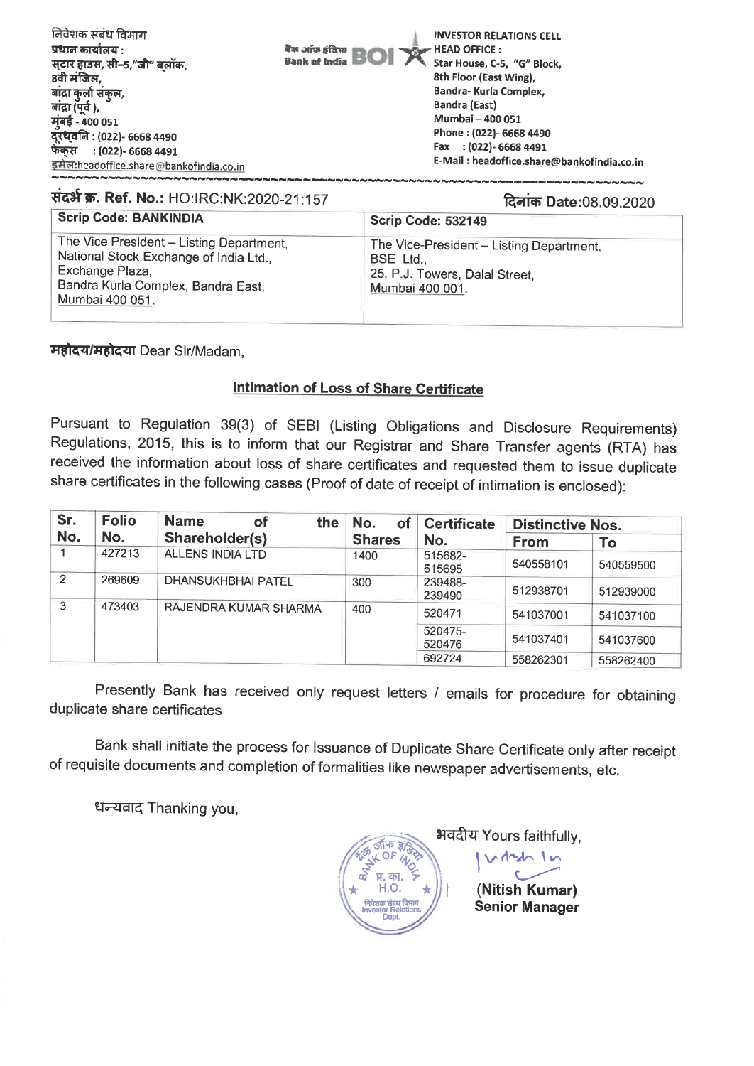निवेशक संबंध विभाग
**प्रधान कार्यालय :**
स्टार हाउस, सी–5,"जी" ब्लॉक,
8वी मंजिल,
बांद्रा कुर्ला संकुल,
बांद्रा (पूर्व ),
**मुंबई - 400 051**
**दूरध्वनि : (022)- 6668 4490**
**फेक्स : (022)- 6668 4491**
इमेल:headoffice.share@bankofindia.co.in

बैंक ऑफ इंडिया Bank of India BOI

**INVESTOR RELATIONS CELL**
**HEAD OFFICE :**
Star House, C-5, "G" Block,
8th Floor (East Wing),
Bandra- Kurla Complex,
Bandra (East)
Mumbai – 400 051
Phone : (022)- 6668 4490
Fax : (022)- 6668 4491
E-Mail : headoffice.share@bankofindia.co.in

**संदर्भ क्र. Ref. No.:** HO:IRC:NK:2020-21:157 **दिनांक Date:**08.09.2020

| Scrip Code: BANKINDIA | Scrip Code: 532149 |
|---|---|
| The Vice President – Listing Department, National Stock Exchange of India Ltd., Exchange Plaza, Bandra Kurla Complex, Bandra East, Mumbai 400 051. | The Vice-President – Listing Department, BSE Ltd., 25, P.J. Towers, Dalal Street, Mumbai 400 001. |

**महोदय/महोदया** Dear Sir/Madam,

**Intimation of Loss of Share Certificate**

Pursuant to Regulation 39(3) of SEBI (Listing Obligations and Disclosure Requirements) Regulations, 2015, this is to inform that our Registrar and Share Transfer agents (RTA) has received the information about loss of share certificates and requested them to issue duplicate share certificates in the following cases (Proof of date of receipt of intimation is enclosed):

| Sr. No. | Folio No. | Name of the Shareholder(s) | No. of Shares | Certificate No. | Distinctive Nos. | |
|---|---|---|---|---|---|---|
| | | | | | From | To |
| 1 | 427213 | ALLENS INDIA LTD | 1400 | 515682-515695 | 540558101 | 540559500 |
| 2 | 269609 | DHANSUKHBHAI PATEL | 300 | 239488-239490 | 512938701 | 512939000 |
| 3 | 473403 | RAJENDRA KUMAR SHARMA | 400 | 520471 | 541037001 | 541037100 |
| | | | | 520475-520476 | 541037401 | 541037600 |
| | | | | 692724 | 558262301 | 558262400 |

Presently Bank has received only request letters / emails for procedure for obtaining duplicate share certificates

Bank shall initiate the process for Issuance of Duplicate Share Certificate only after receipt of requisite documents and completion of formalities like newspaper advertisements, etc.

धन्यवाद Thanking you,

भवदीय Yours faithfully,

**(Nitish Kumar)**
**Senior Manager**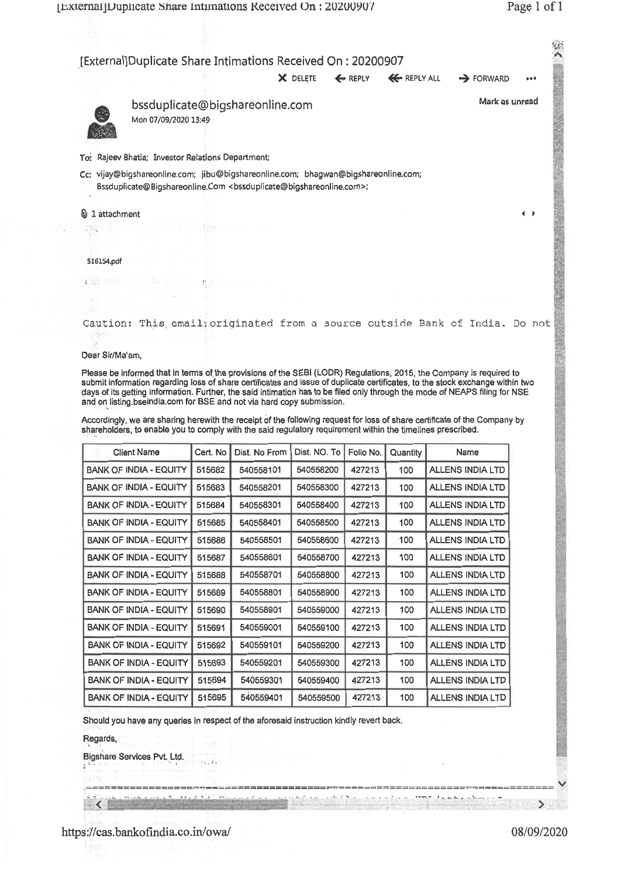# [External]Duplicate Share Intimations Received On : 20200907

✕ DELETE ← REPLY ⟸ REPLY ALL → FORWARD •••

**bssduplicate@bigshareonline.com**
Mon 07/09/2020 13:49

Mark as unread

To: Rajeev Bhatia; Investor Relations Department;

Cc: vijay@bigshareonline.com; jibu@bigshareonline.com; bhagwan@bigshareonline.com; Bssduplicate@Bigshareonline.Com <bssduplicate@bigshareonline.com>;

1 attachment

516154.pdf

Caution: This email originated from a source outside Bank of India. Do not

Dear Sir/Ma'am,

Please be informed that in terms of the provisions of the SEBI (LODR) Regulations, 2015, the Company is required to submit information regarding loss of share certificates and issue of duplicate certificates, to the stock exchange within two days of its getting information. Further, the said intimation has to be filed only through the mode of NEAPS filing for NSE and on listing.bseindia.com for BSE and not via hard copy submission.

Accordingly, we are sharing herewith the receipt of the following request for loss of share certificate of the Company by shareholders, to enable you to comply with the said regulatory requirement within the timelines prescribed.

| Client Name | Cert. No | Dist. No From | Dist. NO. To | Folio No. | Quantity | Name |
|---|---|---|---|---|---|---|
| BANK OF INDIA - EQUITY | 515682 | 540558101 | 540558200 | 427213 | 100 | ALLENS INDIA LTD |
| BANK OF INDIA - EQUITY | 515683 | 540558201 | 540558300 | 427213 | 100 | ALLENS INDIA LTD |
| BANK OF INDIA - EQUITY | 515684 | 540558301 | 540558400 | 427213 | 100 | ALLENS INDIA LTD |
| BANK OF INDIA - EQUITY | 515685 | 540558401 | 540558500 | 427213 | 100 | ALLENS INDIA LTD |
| BANK OF INDIA - EQUITY | 515686 | 540558501 | 540558600 | 427213 | 100 | ALLENS INDIA LTD |
| BANK OF INDIA - EQUITY | 515687 | 540558601 | 540558700 | 427213 | 100 | ALLENS INDIA LTD |
| BANK OF INDIA - EQUITY | 515688 | 540558701 | 540558800 | 427213 | 100 | ALLENS INDIA LTD |
| BANK OF INDIA - EQUITY | 515689 | 540558801 | 540558900 | 427213 | 100 | ALLENS INDIA LTD |
| BANK OF INDIA - EQUITY | 515690 | 540558901 | 540559000 | 427213 | 100 | ALLENS INDIA LTD |
| BANK OF INDIA - EQUITY | 515691 | 540559001 | 540559100 | 427213 | 100 | ALLENS INDIA LTD |
| BANK OF INDIA - EQUITY | 515692 | 540559101 | 540559200 | 427213 | 100 | ALLENS INDIA LTD |
| BANK OF INDIA - EQUITY | 515693 | 540559201 | 540559300 | 427213 | 100 | ALLENS INDIA LTD |
| BANK OF INDIA - EQUITY | 515694 | 540559301 | 540559400 | 427213 | 100 | ALLENS INDIA LTD |
| BANK OF INDIA - EQUITY | 515695 | 540559401 | 540559500 | 427213 | 100 | ALLENS INDIA LTD |

Should you have any queries in respect of the aforesaid instruction kindly revert back.

Regards,

Bigshare Services Pvt. Ltd.

https://cas.bankofindia.co.in/owa/

08/09/2020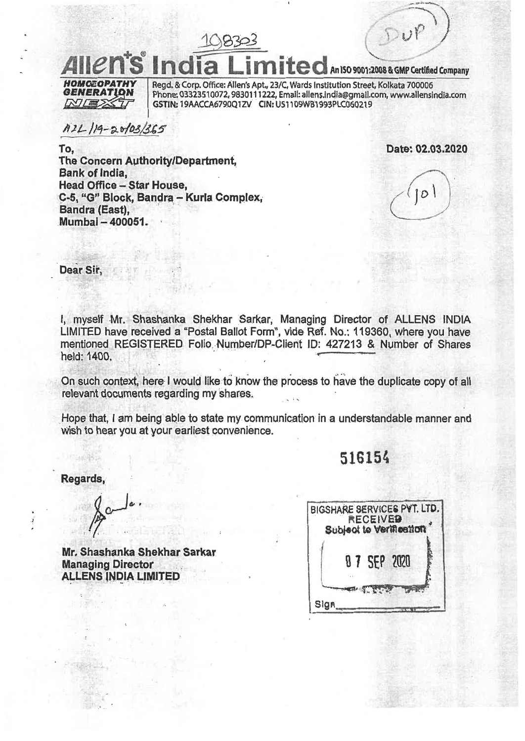108303

Dup

# Allen's India Limited An ISO 9001:2008 & GMP Certified Company

HOMOEOPATHY GENERATION NEXT

Regd. & Corp. Office: Allen's Apt., 23/C, Wards Institution Street, Kolkata 700006
Phone: 03323510072, 9830111222, Email: allens.india@gmail.com, www.allensindia.com
GSTIN: 19AACCA6790Q1ZV CIN: U51109WB1993PLC060219

AIL/19-20/03/365

To,
The Concern Authority/Department,
Bank of India,
Head Office – Star House,
C-5, "G" Block, Bandra – Kurla Complex,
Bandra (East),
Mumbai – 400051.

Date: 02.03.2020

101

Dear Sir,

I, myself Mr. Shashanka Shekhar Sarkar, Managing Director of ALLENS INDIA LIMITED have received a "Postal Ballot Form", vide Ref. No.: 119360, where you have mentioned REGISTERED Folio Number/DP-Client ID: 427213 & Number of Shares held: 1400.

On such context, here I would like to know the process to have the duplicate copy of all relevant documents regarding my shares.

Hope that, I am being able to state my communication in a understandable manner and wish to hear you at your earliest convenience.

516154

Regards,

Mr. Shashanka Shekhar Sarkar
Managing Director
ALLENS INDIA LIMITED

BIGSHARE SERVICES PVT. LTD.
RECEIVED
Subject to Verification
07 SEP 2020
Sign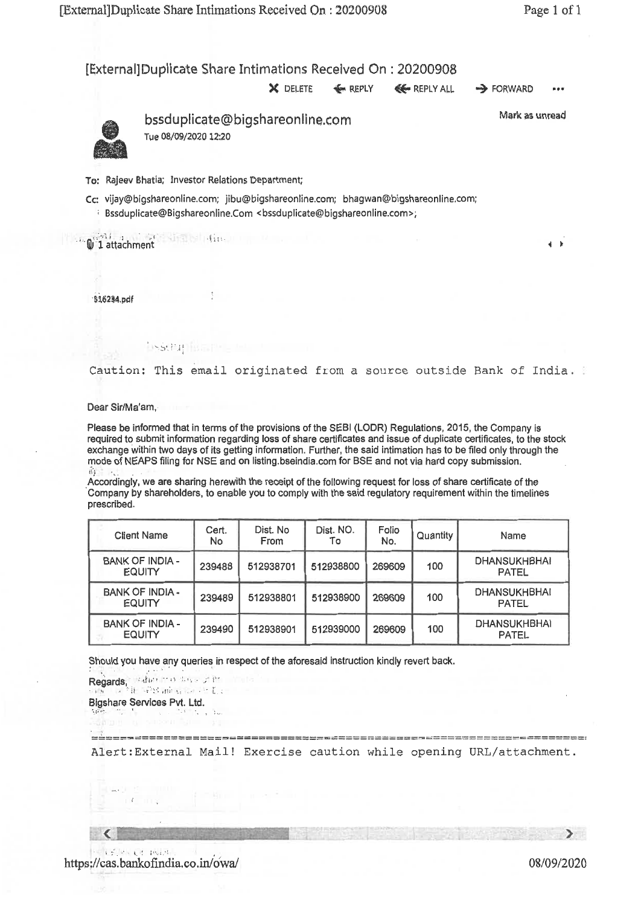# [External]Duplicate Share Intimations Received On : 20200908

✕ DELETE ← REPLY ⇐ REPLY ALL → FORWARD •••

**bssduplicate@bigshareonline.com**

Tue 08/09/2020 12:20

Mark as unread

To: Rajeev Bhatia; Investor Relations Department;

Cc: vijay@bigshareonline.com; jibu@bigshareonline.com; bhagwan@bigshareonline.com; Bssduplicate@Bigshareonline.Com <bssduplicate@bigshareonline.com>;

1 attachment

516284.pdf

```
Caution: This email originated from a source outside Bank of India.
```

Dear Sir/Ma'am,

Please be informed that in terms of the provisions of the SEBI (LODR) Regulations, 2015, the Company is required to submit information regarding loss of share certificates and issue of duplicate certificates, to the stock exchange within two days of its getting information. Further, the said intimation has to be filed only through the mode of NEAPS filing for NSE and on listing.bseindia.com for BSE and not via hard copy submission.

Accordingly, we are sharing herewith the receipt of the following request for loss of share certificate of the Company by shareholders, to enable you to comply with the said regulatory requirement within the timelines prescribed.

| Client Name | Cert. No | Dist. No From | Dist. NO. To | Folio No. | Quantity | Name |
|---|---|---|---|---|---|---|
| BANK OF INDIA - EQUITY | 239488 | 512938701 | 512938800 | 269609 | 100 | DHANSUKHBHAI PATEL |
| BANK OF INDIA - EQUITY | 239489 | 512938801 | 512938900 | 269609 | 100 | DHANSUKHBHAI PATEL |
| BANK OF INDIA - EQUITY | 239490 | 512938901 | 512939000 | 269609 | 100 | DHANSUKHBHAI PATEL |

Should you have any queries in respect of the aforesaid instruction kindly revert back.

Regards,

Bigshare Services Pvt. Ltd.

```
Alert:External Mail! Exercise caution while opening URL/attachment.
```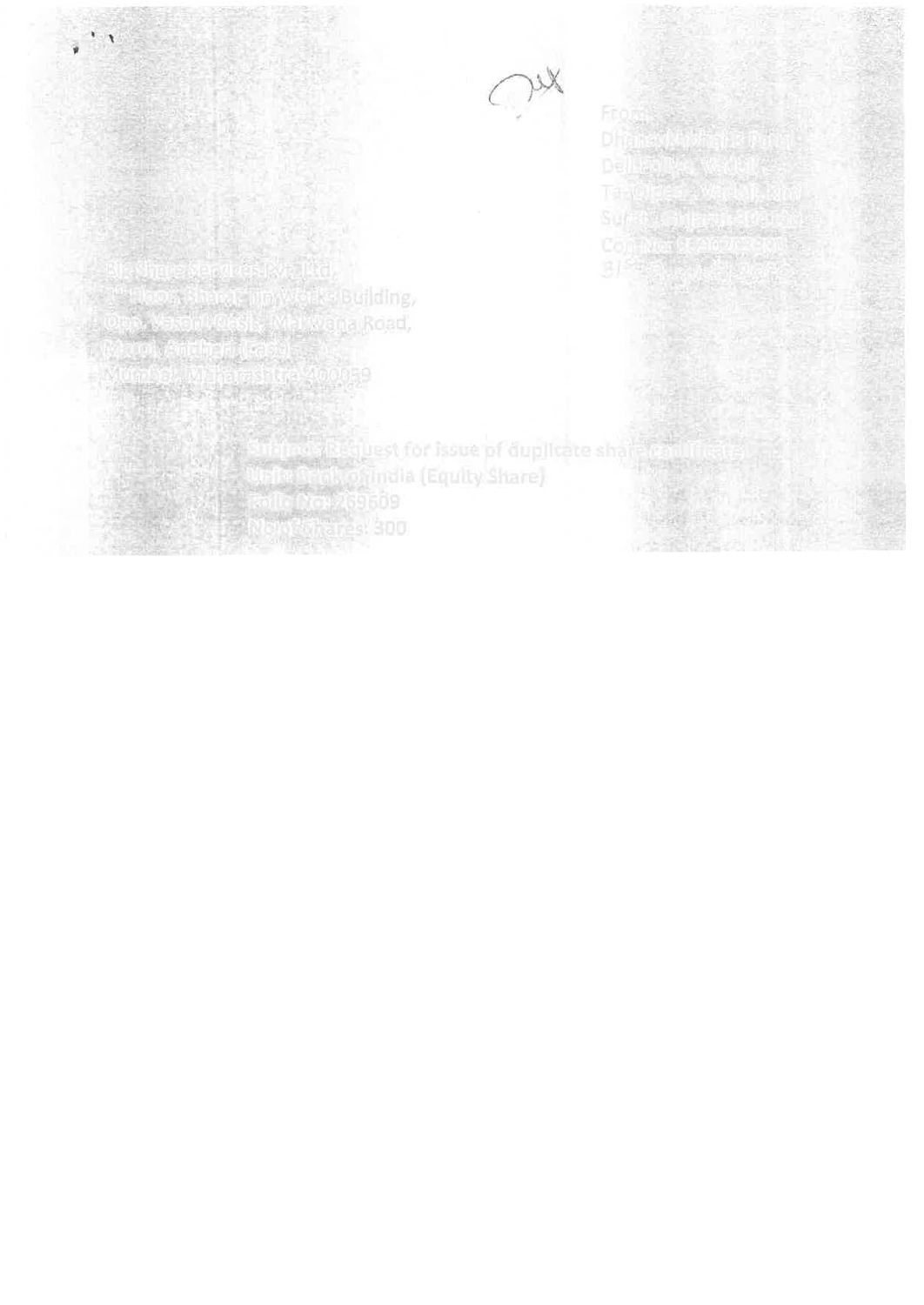From

Bigshare Services Pvt. Ltd.,
1st Floor, Bharat Tin Works Building,
Opp. Vasant Oasis, Makwana Road,
Marol, Andheri (East)
Mumbai, Maharashtra 400059

Subject: Request for issue of duplicate share certificate
Union Bank of India (Equity Share)
Folio No: 269609
No of shares: 300